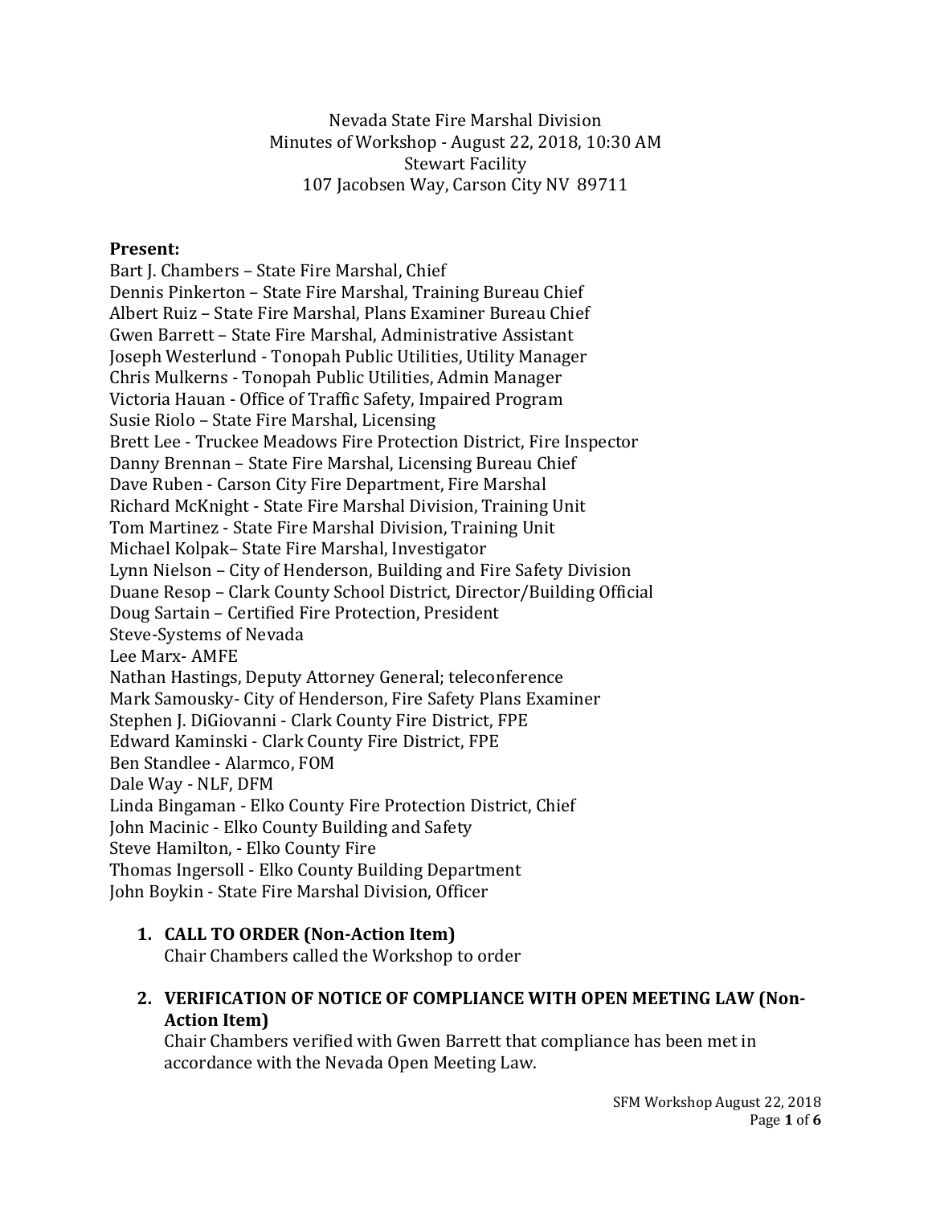Nevada State Fire Marshal Division
Minutes of Workshop - August 22, 2018, 10:30 AM
Stewart Facility
107 Jacobsen Way, Carson City NV 89711

**Present:**

Bart J. Chambers – State Fire Marshal, Chief
Dennis Pinkerton – State Fire Marshal, Training Bureau Chief
Albert Ruiz – State Fire Marshal, Plans Examiner Bureau Chief
Gwen Barrett – State Fire Marshal, Administrative Assistant
Joseph Westerlund - Tonopah Public Utilities, Utility Manager
Chris Mulkerns - Tonopah Public Utilities, Admin Manager
Victoria Hauan - Office of Traffic Safety, Impaired Program
Susie Riolo – State Fire Marshal, Licensing
Brett Lee - Truckee Meadows Fire Protection District, Fire Inspector
Danny Brennan – State Fire Marshal, Licensing Bureau Chief
Dave Ruben - Carson City Fire Department, Fire Marshal
Richard McKnight - State Fire Marshal Division, Training Unit
Tom Martinez - State Fire Marshal Division, Training Unit
Michael Kolpak– State Fire Marshal, Investigator
Lynn Nielson – City of Henderson, Building and Fire Safety Division
Duane Resop – Clark County School District, Director/Building Official
Doug Sartain – Certified Fire Protection, President
Steve-Systems of Nevada
Lee Marx- AMFE
Nathan Hastings, Deputy Attorney General; teleconference
Mark Samousky- City of Henderson, Fire Safety Plans Examiner
Stephen J. DiGiovanni - Clark County Fire District, FPE
Edward Kaminski - Clark County Fire District, FPE
Ben Standlee - Alarmco, FOM
Dale Way - NLF, DFM
Linda Bingaman - Elko County Fire Protection District, Chief
John Macinic - Elko County Building and Safety
Steve Hamilton, - Elko County Fire
Thomas Ingersoll - Elko County Building Department
John Boykin - State Fire Marshal Division, Officer

1. **CALL TO ORDER (Non-Action Item)**
   Chair Chambers called the Workshop to order

2. **VERIFICATION OF NOTICE OF COMPLIANCE WITH OPEN MEETING LAW (Non-Action Item)**
   Chair Chambers verified with Gwen Barrett that compliance has been met in accordance with the Nevada Open Meeting Law.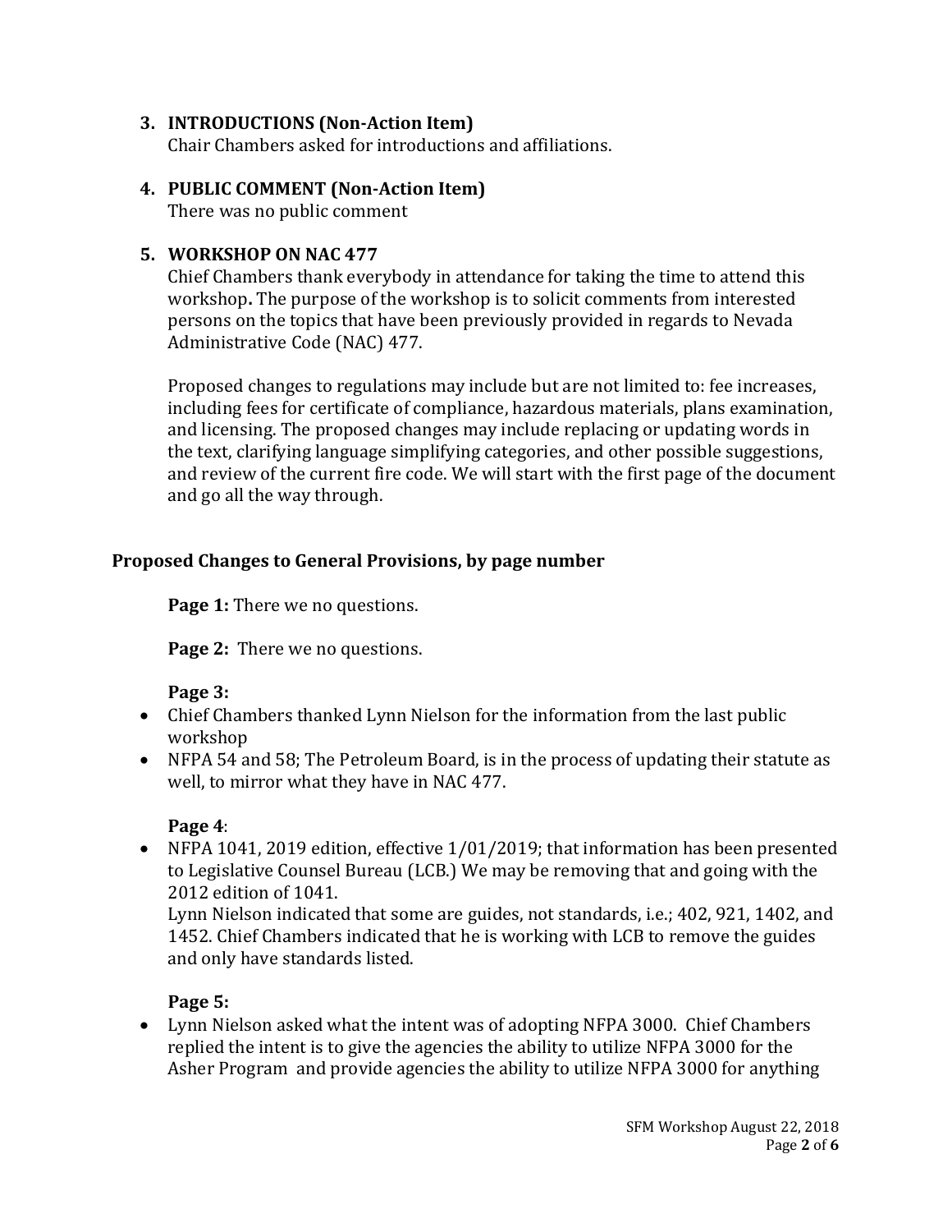**3. INTRODUCTIONS (Non-Action Item)**

Chair Chambers asked for introductions and affiliations.

**4. PUBLIC COMMENT (Non-Action Item)**

There was no public comment

**5. WORKSHOP ON NAC 477**

Chief Chambers thank everybody in attendance for taking the time to attend this workshop**.** The purpose of the workshop is to solicit comments from interested persons on the topics that have been previously provided in regards to Nevada Administrative Code (NAC) 477.

Proposed changes to regulations may include but are not limited to: fee increases, including fees for certificate of compliance, hazardous materials, plans examination, and licensing. The proposed changes may include replacing or updating words in the text, clarifying language simplifying categories, and other possible suggestions, and review of the current fire code. We will start with the first page of the document and go all the way through.

**Proposed Changes to General Provisions, by page number**

**Page 1:** There we no questions.

**Page 2:** There we no questions.

**Page 3:**

- Chief Chambers thanked Lynn Nielson for the information from the last public workshop
- NFPA 54 and 58; The Petroleum Board, is in the process of updating their statute as well, to mirror what they have in NAC 477.

**Page 4**:

- NFPA 1041, 2019 edition, effective 1/01/2019; that information has been presented to Legislative Counsel Bureau (LCB.) We may be removing that and going with the 2012 edition of 1041.
  Lynn Nielson indicated that some are guides, not standards, i.e.; 402, 921, 1402, and 1452. Chief Chambers indicated that he is working with LCB to remove the guides and only have standards listed.

**Page 5:**

- Lynn Nielson asked what the intent was of adopting NFPA 3000. Chief Chambers replied the intent is to give the agencies the ability to utilize NFPA 3000 for the Asher Program and provide agencies the ability to utilize NFPA 3000 for anything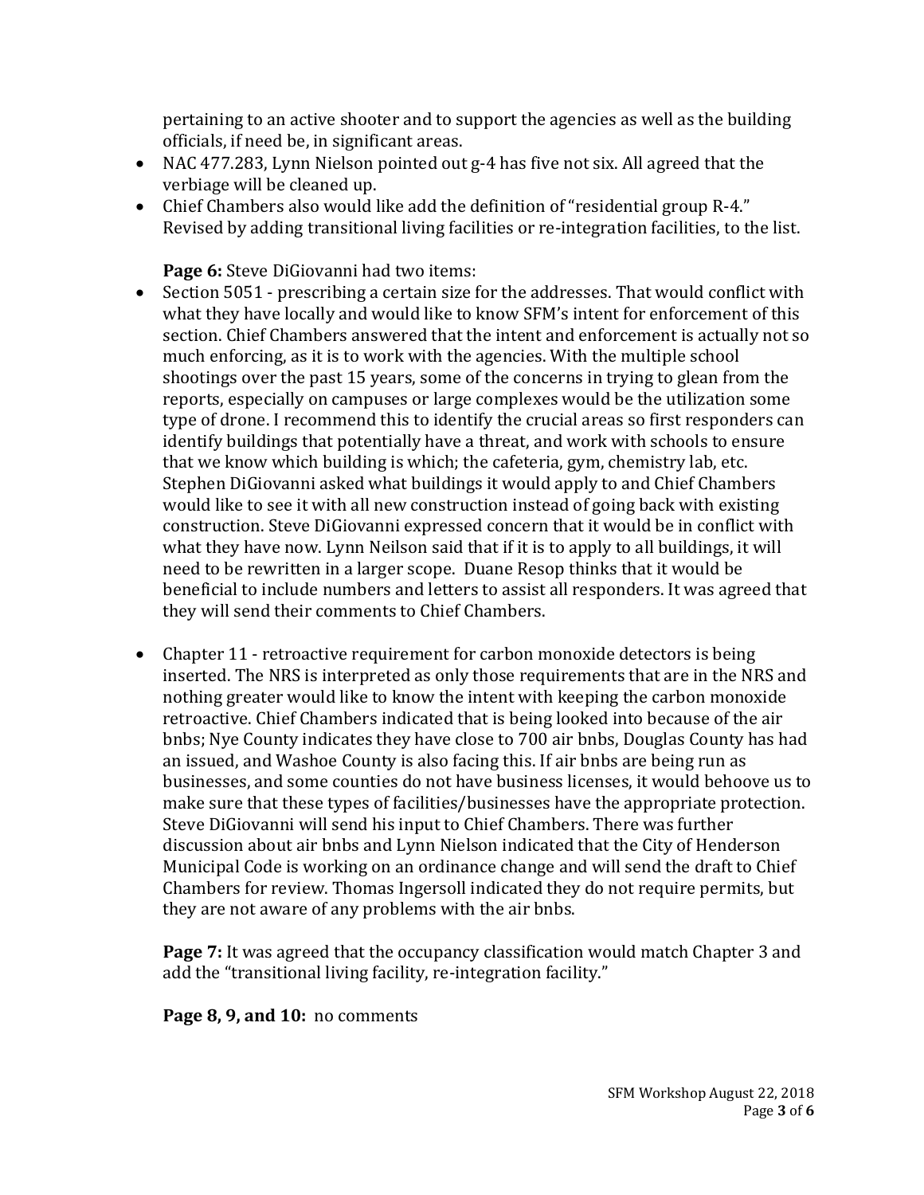pertaining to an active shooter and to support the agencies as well as the building officials, if need be, in significant areas.

- NAC 477.283, Lynn Nielson pointed out g-4 has five not six. All agreed that the verbiage will be cleaned up.
- Chief Chambers also would like add the definition of "residential group R-4." Revised by adding transitional living facilities or re-integration facilities, to the list.

**Page 6:** Steve DiGiovanni had two items:

- Section 5051 - prescribing a certain size for the addresses. That would conflict with what they have locally and would like to know SFM's intent for enforcement of this section. Chief Chambers answered that the intent and enforcement is actually not so much enforcing, as it is to work with the agencies. With the multiple school shootings over the past 15 years, some of the concerns in trying to glean from the reports, especially on campuses or large complexes would be the utilization some type of drone. I recommend this to identify the crucial areas so first responders can identify buildings that potentially have a threat, and work with schools to ensure that we know which building is which; the cafeteria, gym, chemistry lab, etc. Stephen DiGiovanni asked what buildings it would apply to and Chief Chambers would like to see it with all new construction instead of going back with existing construction. Steve DiGiovanni expressed concern that it would be in conflict with what they have now. Lynn Neilson said that if it is to apply to all buildings, it will need to be rewritten in a larger scope. Duane Resop thinks that it would be beneficial to include numbers and letters to assist all responders. It was agreed that they will send their comments to Chief Chambers.

- Chapter 11 - retroactive requirement for carbon monoxide detectors is being inserted. The NRS is interpreted as only those requirements that are in the NRS and nothing greater would like to know the intent with keeping the carbon monoxide retroactive. Chief Chambers indicated that is being looked into because of the air bnbs; Nye County indicates they have close to 700 air bnbs, Douglas County has had an issued, and Washoe County is also facing this. If air bnbs are being run as businesses, and some counties do not have business licenses, it would behoove us to make sure that these types of facilities/businesses have the appropriate protection. Steve DiGiovanni will send his input to Chief Chambers. There was further discussion about air bnbs and Lynn Nielson indicated that the City of Henderson Municipal Code is working on an ordinance change and will send the draft to Chief Chambers for review. Thomas Ingersoll indicated they do not require permits, but they are not aware of any problems with the air bnbs.

**Page 7:** It was agreed that the occupancy classification would match Chapter 3 and add the "transitional living facility, re-integration facility."

**Page 8, 9, and 10:** no comments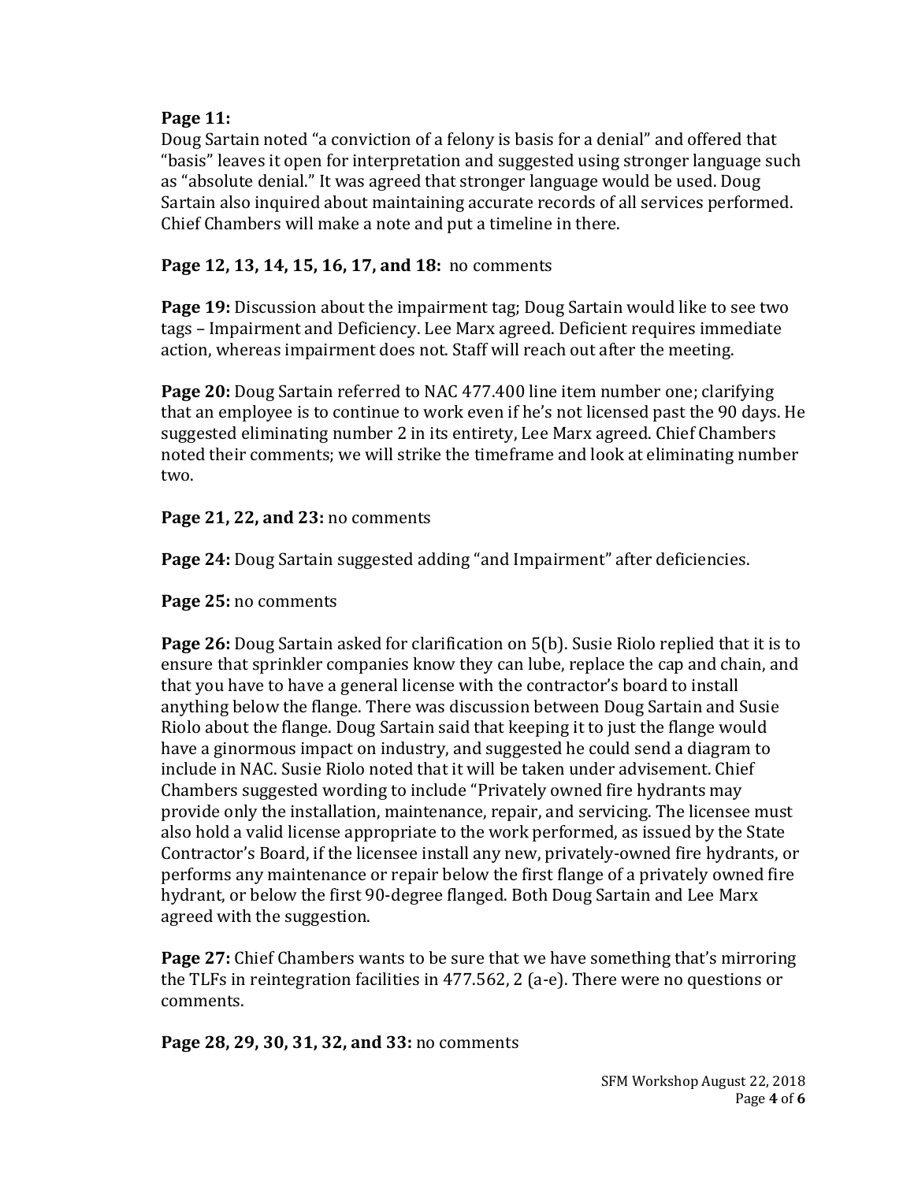**Page 11:**
Doug Sartain noted “a conviction of a felony is basis for a denial” and offered that “basis” leaves it open for interpretation and suggested using stronger language such as “absolute denial.” It was agreed that stronger language would be used. Doug Sartain also inquired about maintaining accurate records of all services performed. Chief Chambers will make a note and put a timeline in there.

**Page 12, 13, 14, 15, 16, 17, and 18:** no comments

**Page 19:** Discussion about the impairment tag; Doug Sartain would like to see two tags – Impairment and Deficiency. Lee Marx agreed. Deficient requires immediate action, whereas impairment does not. Staff will reach out after the meeting.

**Page 20:** Doug Sartain referred to NAC 477.400 line item number one; clarifying that an employee is to continue to work even if he’s not licensed past the 90 days. He suggested eliminating number 2 in its entirety, Lee Marx agreed. Chief Chambers noted their comments; we will strike the timeframe and look at eliminating number two.

**Page 21, 22, and 23:** no comments

**Page 24:** Doug Sartain suggested adding “and Impairment” after deficiencies.

**Page 25:** no comments

**Page 26:** Doug Sartain asked for clarification on 5(b). Susie Riolo replied that it is to ensure that sprinkler companies know they can lube, replace the cap and chain, and that you have to have a general license with the contractor’s board to install anything below the flange. There was discussion between Doug Sartain and Susie Riolo about the flange. Doug Sartain said that keeping it to just the flange would have a ginormous impact on industry, and suggested he could send a diagram to include in NAC. Susie Riolo noted that it will be taken under advisement. Chief Chambers suggested wording to include “Privately owned fire hydrants may provide only the installation, maintenance, repair, and servicing. The licensee must also hold a valid license appropriate to the work performed, as issued by the State Contractor’s Board, if the licensee install any new, privately-owned fire hydrants, or performs any maintenance or repair below the first flange of a privately owned fire hydrant, or below the first 90-degree flanged. Both Doug Sartain and Lee Marx agreed with the suggestion.

**Page 27:** Chief Chambers wants to be sure that we have something that’s mirroring the TLFs in reintegration facilities in 477.562, 2 (a-e). There were no questions or comments.

**Page 28, 29, 30, 31, 32, and 33:** no comments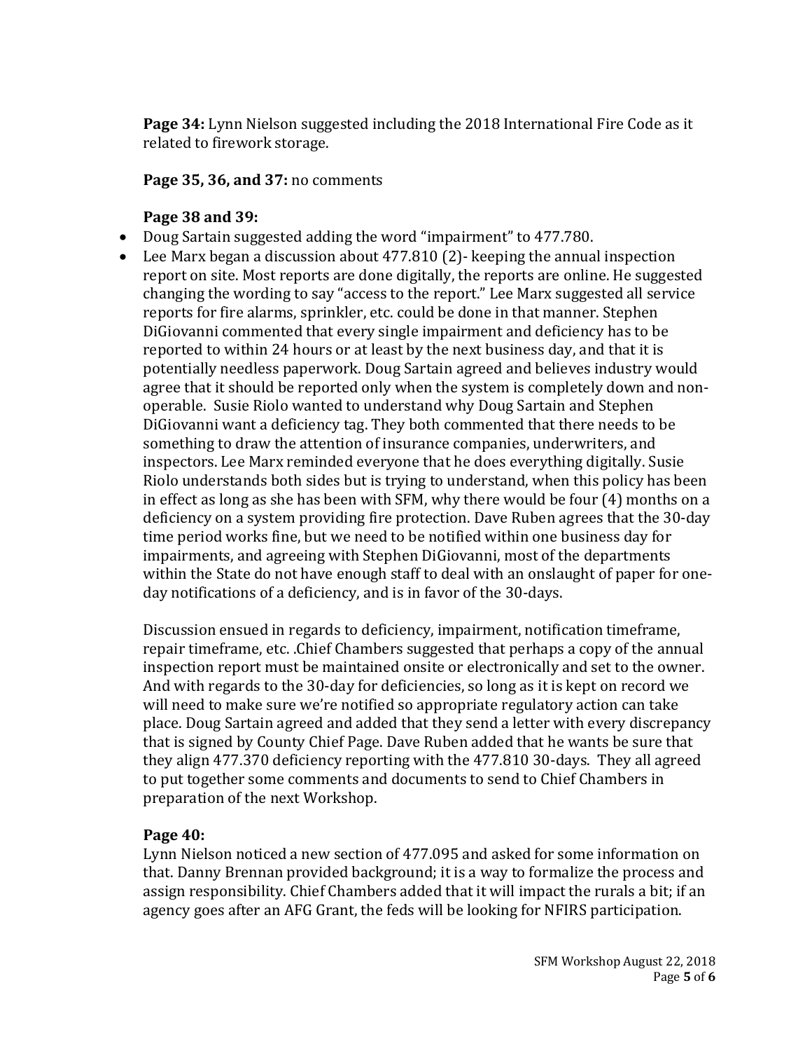**Page 34:** Lynn Nielson suggested including the 2018 International Fire Code as it related to firework storage.

**Page 35, 36, and 37:** no comments

**Page 38 and 39:**

- Doug Sartain suggested adding the word "impairment" to 477.780.
- Lee Marx began a discussion about 477.810 (2)- keeping the annual inspection report on site. Most reports are done digitally, the reports are online. He suggested changing the wording to say "access to the report." Lee Marx suggested all service reports for fire alarms, sprinkler, etc. could be done in that manner. Stephen DiGiovanni commented that every single impairment and deficiency has to be reported to within 24 hours or at least by the next business day, and that it is potentially needless paperwork. Doug Sartain agreed and believes industry would agree that it should be reported only when the system is completely down and non-operable. Susie Riolo wanted to understand why Doug Sartain and Stephen DiGiovanni want a deficiency tag. They both commented that there needs to be something to draw the attention of insurance companies, underwriters, and inspectors. Lee Marx reminded everyone that he does everything digitally. Susie Riolo understands both sides but is trying to understand, when this policy has been in effect as long as she has been with SFM, why there would be four (4) months on a deficiency on a system providing fire protection. Dave Ruben agrees that the 30-day time period works fine, but we need to be notified within one business day for impairments, and agreeing with Stephen DiGiovanni, most of the departments within the State do not have enough staff to deal with an onslaught of paper for one-day notifications of a deficiency, and is in favor of the 30-days.

  Discussion ensued in regards to deficiency, impairment, notification timeframe, repair timeframe, etc. .Chief Chambers suggested that perhaps a copy of the annual inspection report must be maintained onsite or electronically and set to the owner. And with regards to the 30-day for deficiencies, so long as it is kept on record we will need to make sure we're notified so appropriate regulatory action can take place. Doug Sartain agreed and added that they send a letter with every discrepancy that is signed by County Chief Page. Dave Ruben added that he wants be sure that they align 477.370 deficiency reporting with the 477.810 30-days. They all agreed to put together some comments and documents to send to Chief Chambers in preparation of the next Workshop.

**Page 40:**

Lynn Nielson noticed a new section of 477.095 and asked for some information on that. Danny Brennan provided background; it is a way to formalize the process and assign responsibility. Chief Chambers added that it will impact the rurals a bit; if an agency goes after an AFG Grant, the feds will be looking for NFIRS participation.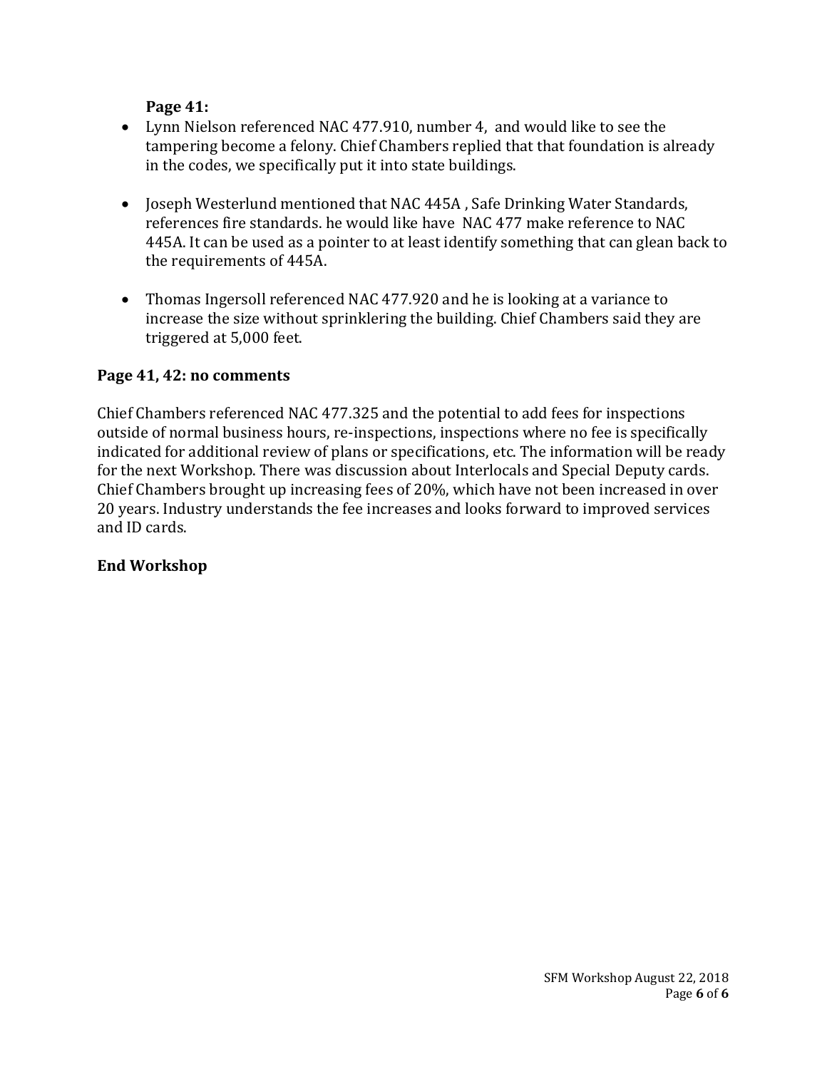**Page 41:**

- Lynn Nielson referenced NAC 477.910, number 4, and would like to see the tampering become a felony. Chief Chambers replied that that foundation is already in the codes, we specifically put it into state buildings.

- Joseph Westerlund mentioned that NAC 445A , Safe Drinking Water Standards, references fire standards. he would like have NAC 477 make reference to NAC 445A. It can be used as a pointer to at least identify something that can glean back to the requirements of 445A.

- Thomas Ingersoll referenced NAC 477.920 and he is looking at a variance to increase the size without sprinklering the building. Chief Chambers said they are triggered at 5,000 feet.

**Page 41, 42: no comments**

Chief Chambers referenced NAC 477.325 and the potential to add fees for inspections outside of normal business hours, re-inspections, inspections where no fee is specifically indicated for additional review of plans or specifications, etc. The information will be ready for the next Workshop. There was discussion about Interlocals and Special Deputy cards. Chief Chambers brought up increasing fees of 20%, which have not been increased in over 20 years. Industry understands the fee increases and looks forward to improved services and ID cards.

**End Workshop**